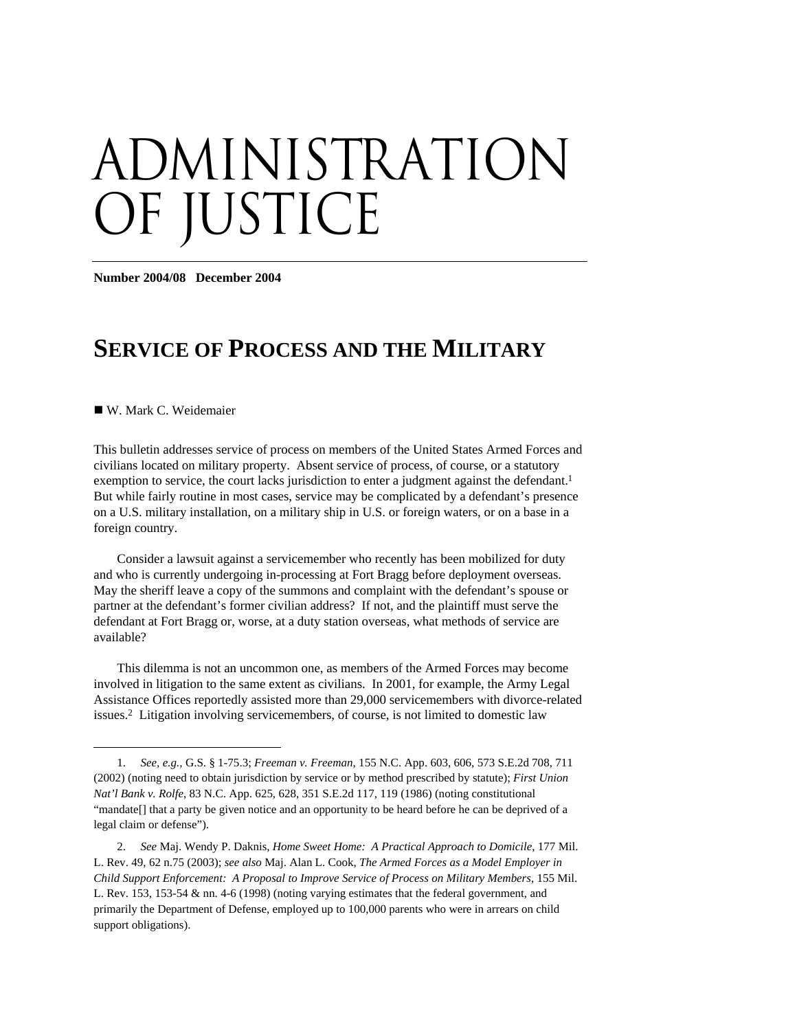# ADMINISTRATION OF JUSTICE

**Number 2004/08 December 2004**

## SERVICE OF PROCESS AND THE MILITARY

■ W. Mark C. Weidemaier

This bulletin addresses service of process on members of the United States Armed Forces and civilians located on military property. Absent service of process, of course, or a statutory exemption to service, the court lacks jurisdiction to enter a judgment against the defendant.[1] But while fairly routine in most cases, service may be complicated by a defendant's presence on a U.S. military installation, on a military ship in U.S. or foreign waters, or on a base in a foreign country.

Consider a lawsuit against a servicemember who recently has been mobilized for duty and who is currently undergoing in-processing at Fort Bragg before deployment overseas. May the sheriff leave a copy of the summons and complaint with the defendant's spouse or partner at the defendant's former civilian address? If not, and the plaintiff must serve the defendant at Fort Bragg or, worse, at a duty station overseas, what methods of service are available?

This dilemma is not an uncommon one, as members of the Armed Forces may become involved in litigation to the same extent as civilians. In 2001, for example, the Army Legal Assistance Offices reportedly assisted more than 29,000 servicemembers with divorce-related issues.[2] Litigation involving servicemembers, of course, is not limited to domestic law

---

1. *See, e.g.,* G.S. § 1-75.3; *Freeman v. Freeman,* 155 N.C. App. 603, 606, 573 S.E.2d 708, 711 (2002) (noting need to obtain jurisdiction by service or by method prescribed by statute); *First Union Nat'l Bank v. Rolfe*, 83 N.C. App. 625, 628, 351 S.E.2d 117, 119 (1986) (noting constitutional "mandate[] that a party be given notice and an opportunity to be heard before he can be deprived of a legal claim or defense").

2. *See* Maj. Wendy P. Daknis, *Home Sweet Home: A Practical Approach to Domicile*, 177 Mil. L. Rev. 49, 62 n.75 (2003); *see also* Maj. Alan L. Cook, *The Armed Forces as a Model Employer in Child Support Enforcement: A Proposal to Improve Service of Process on Military Members*, 155 Mil. L. Rev. 153, 153-54 & nn. 4-6 (1998) (noting varying estimates that the federal government, and primarily the Department of Defense, employed up to 100,000 parents who were in arrears on child support obligations).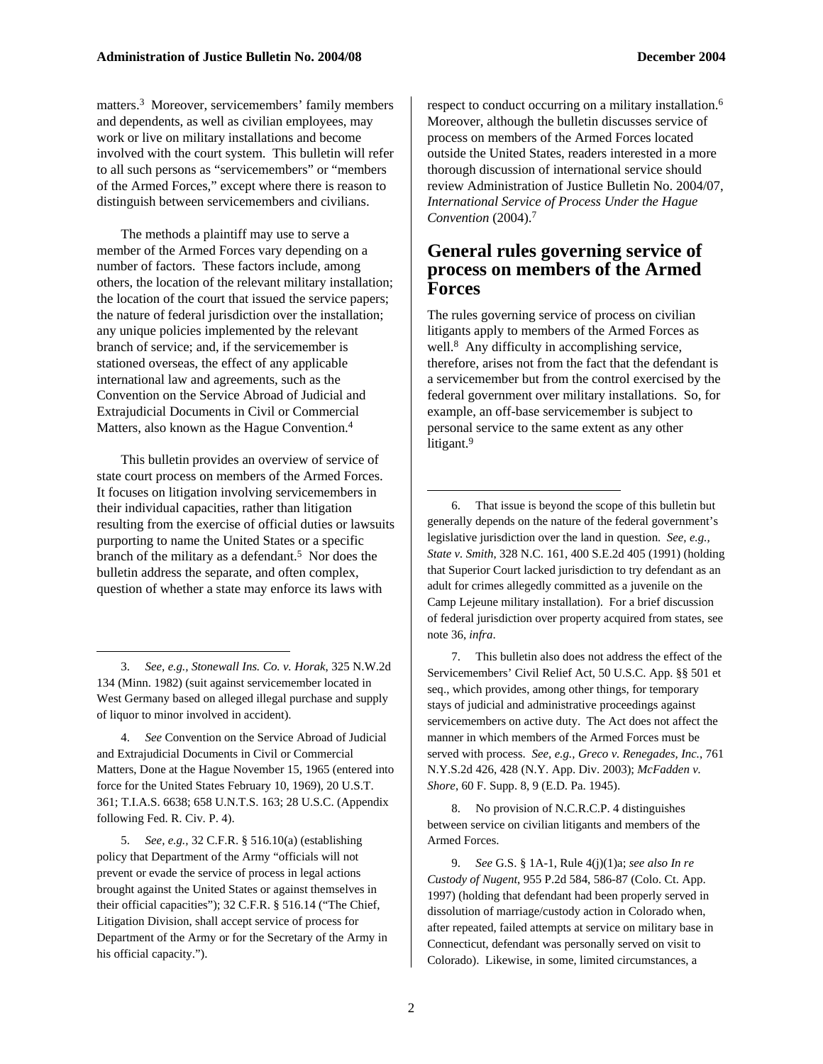matters.[3] Moreover, servicemembers' family members and dependents, as well as civilian employees, may work or live on military installations and become involved with the court system. This bulletin will refer to all such persons as "servicemembers" or "members of the Armed Forces," except where there is reason to distinguish between servicemembers and civilians.

The methods a plaintiff may use to serve a member of the Armed Forces vary depending on a number of factors. These factors include, among others, the location of the relevant military installation; the location of the court that issued the service papers; the nature of federal jurisdiction over the installation; any unique policies implemented by the relevant branch of service; and, if the servicemember is stationed overseas, the effect of any applicable international law and agreements, such as the Convention on the Service Abroad of Judicial and Extrajudicial Documents in Civil or Commercial Matters, also known as the Hague Convention.[4]

This bulletin provides an overview of service of state court process on members of the Armed Forces. It focuses on litigation involving servicemembers in their individual capacities, rather than litigation resulting from the exercise of official duties or lawsuits purporting to name the United States or a specific branch of the military as a defendant.[5] Nor does the bulletin address the separate, and often complex, question of whether a state may enforce its laws with respect to conduct occurring on a military installation.[6] Moreover, although the bulletin discusses service of process on members of the Armed Forces located outside the United States, readers interested in a more thorough discussion of international service should review Administration of Justice Bulletin No. 2004/07, *International Service of Process Under the Hague Convention* (2004).[7]

## General rules governing service of process on members of the Armed Forces

The rules governing service of process on civilian litigants apply to members of the Armed Forces as well.[8] Any difficulty in accomplishing service, therefore, arises not from the fact that the defendant is a servicemember but from the control exercised by the federal government over military installations. So, for example, an off-base servicemember is subject to personal service to the same extent as any other litigant.[9]

---

3. *See, e.g., Stonewall Ins. Co. v. Horak*, 325 N.W.2d 134 (Minn. 1982) (suit against servicemember located in West Germany based on alleged illegal purchase and supply of liquor to minor involved in accident).

4. *See* Convention on the Service Abroad of Judicial and Extrajudicial Documents in Civil or Commercial Matters, Done at the Hague November 15, 1965 (entered into force for the United States February 10, 1969), 20 U.S.T. 361; T.I.A.S. 6638; 658 U.N.T.S. 163; 28 U.S.C. (Appendix following Fed. R. Civ. P. 4).

5. *See, e.g.*, 32 C.F.R. § 516.10(a) (establishing policy that Department of the Army "officials will not prevent or evade the service of process in legal actions brought against the United States or against themselves in their official capacities"); 32 C.F.R. § 516.14 ("The Chief, Litigation Division, shall accept service of process for Department of the Army or for the Secretary of the Army in his official capacity.").

6. That issue is beyond the scope of this bulletin but generally depends on the nature of the federal government's legislative jurisdiction over the land in question. *See, e.g., State v. Smith*, 328 N.C. 161, 400 S.E.2d 405 (1991) (holding that Superior Court lacked jurisdiction to try defendant as an adult for crimes allegedly committed as a juvenile on the Camp Lejeune military installation). For a brief discussion of federal jurisdiction over property acquired from states, see note 36, *infra*.

7. This bulletin also does not address the effect of the Servicemembers' Civil Relief Act, 50 U.S.C. App. §§ 501 et seq., which provides, among other things, for temporary stays of judicial and administrative proceedings against servicemembers on active duty. The Act does not affect the manner in which members of the Armed Forces must be served with process. *See, e.g., Greco v. Renegades, Inc.*, 761 N.Y.S.2d 426, 428 (N.Y. App. Div. 2003); *McFadden v. Shore*, 60 F. Supp. 8, 9 (E.D. Pa. 1945).

8. No provision of N.C.R.C.P. 4 distinguishes between service on civilian litigants and members of the Armed Forces.

9. *See* G.S. § 1A-1, Rule 4(j)(1)a; *see also In re Custody of Nugent*, 955 P.2d 584, 586-87 (Colo. Ct. App. 1997) (holding that defendant had been properly served in dissolution of marriage/custody action in Colorado when, after repeated, failed attempts at service on military base in Connecticut, defendant was personally served on visit to Colorado). Likewise, in some, limited circumstances, a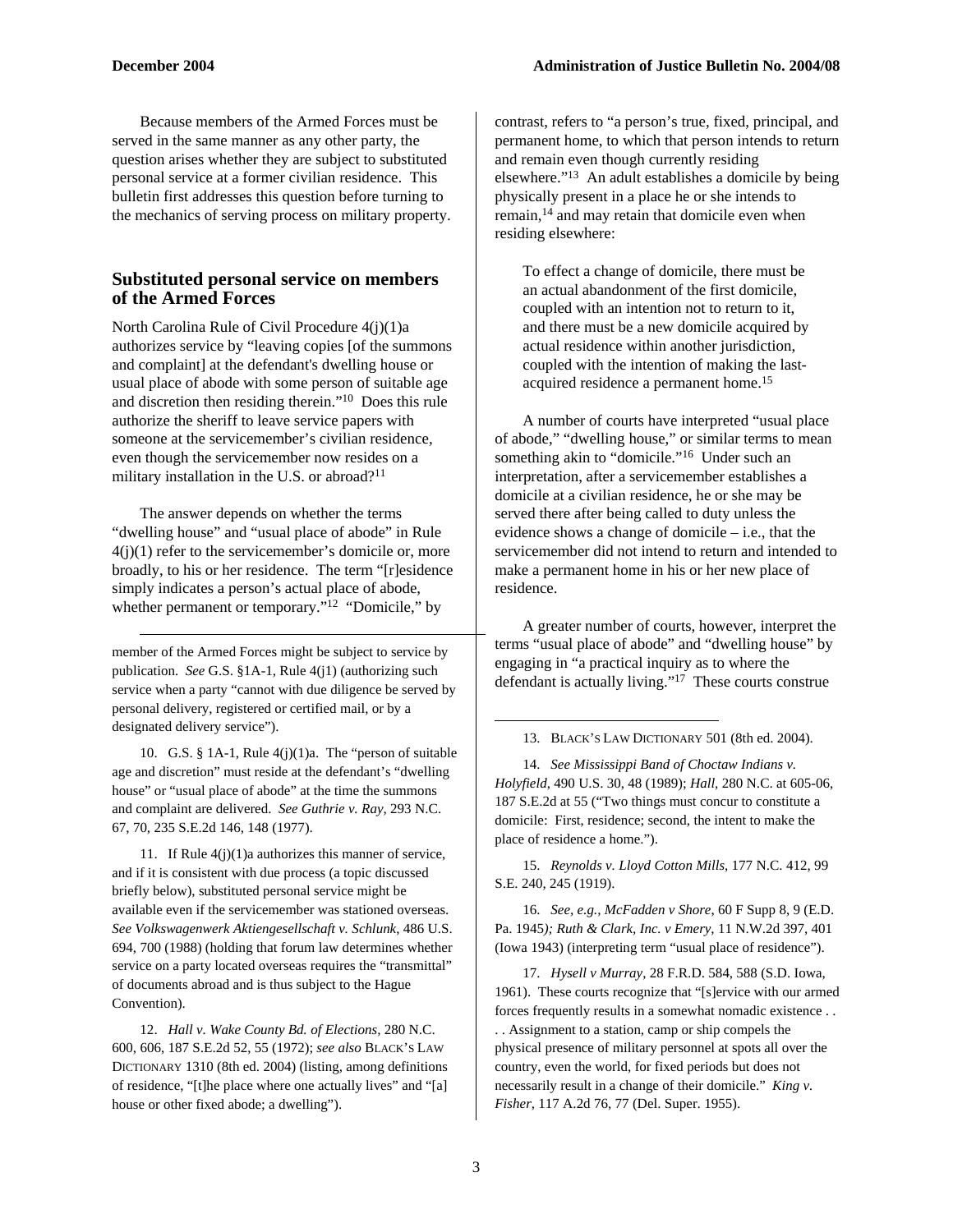Because members of the Armed Forces must be served in the same manner as any other party, the question arises whether they are subject to substituted personal service at a former civilian residence. This bulletin first addresses this question before turning to the mechanics of serving process on military property.

## Substituted personal service on members of the Armed Forces

North Carolina Rule of Civil Procedure 4(j)(1)a authorizes service by "leaving copies [of the summons and complaint] at the defendant's dwelling house or usual place of abode with some person of suitable age and discretion then residing therein."[10] Does this rule authorize the sheriff to leave service papers with someone at the servicemember's civilian residence, even though the servicemember now resides on a military installation in the U.S. or abroad?[11]

The answer depends on whether the terms "dwelling house" and "usual place of abode" in Rule 4(j)(1) refer to the servicemember's domicile or, more broadly, to his or her residence. The term "[r]esidence simply indicates a person's actual place of abode, whether permanent or temporary."[12] "Domicile," by contrast, refers to "a person's true, fixed, principal, and permanent home, to which that person intends to return and remain even though currently residing elsewhere."[13] An adult establishes a domicile by being physically present in a place he or she intends to remain,[14] and may retain that domicile even when residing elsewhere:

> To effect a change of domicile, there must be an actual abandonment of the first domicile, coupled with an intention not to return to it, and there must be a new domicile acquired by actual residence within another jurisdiction, coupled with the intention of making the last-acquired residence a permanent home.[15]

A number of courts have interpreted "usual place of abode," "dwelling house," or similar terms to mean something akin to "domicile."[16] Under such an interpretation, after a servicemember establishes a domicile at a civilian residence, he or she may be served there after being called to duty unless the evidence shows a change of domicile – i.e., that the servicemember did not intend to return and intended to make a permanent home in his or her new place of residence.

A greater number of courts, however, interpret the terms "usual place of abode" and "dwelling house" by engaging in "a practical inquiry as to where the defendant is actually living."[17] These courts construe

---

member of the Armed Forces might be subject to service by publication. *See* G.S. §1A-1, Rule 4(j1) (authorizing such service when a party "cannot with due diligence be served by personal delivery, registered or certified mail, or by a designated delivery service").

10. G.S. § 1A-1, Rule 4(j)(1)a. The "person of suitable age and discretion" must reside at the defendant's "dwelling house" or "usual place of abode" at the time the summons and complaint are delivered. *See Guthrie v. Ray*, 293 N.C. 67, 70, 235 S.E.2d 146, 148 (1977).

11. If Rule 4(j)(1)a authorizes this manner of service, and if it is consistent with due process (a topic discussed briefly below), substituted personal service might be available even if the servicemember was stationed overseas. *See Volkswagenwerk Aktiengesellschaft v. Schlunk*, 486 U.S. 694, 700 (1988) (holding that forum law determines whether service on a party located overseas requires the "transmittal" of documents abroad and is thus subject to the Hague Convention).

12. *Hall v. Wake County Bd. of Elections*, 280 N.C. 600, 606, 187 S.E.2d 52, 55 (1972); *see also* BLACK'S LAW DICTIONARY 1310 (8th ed. 2004) (listing, among definitions of residence, "[t]he place where one actually lives" and "[a] house or other fixed abode; a dwelling").

13. BLACK'S LAW DICTIONARY 501 (8th ed. 2004).

14. *See Mississippi Band of Choctaw Indians v. Holyfield*, 490 U.S. 30, 48 (1989); *Hall*, 280 N.C. at 605-06, 187 S.E.2d at 55 ("Two things must concur to constitute a domicile: First, residence; second, the intent to make the place of residence a home.").

15. *Reynolds v. Lloyd Cotton Mills*, 177 N.C. 412, 99 S.E. 240, 245 (1919).

16. *See, e.g., McFadden v Shore*, 60 F Supp 8, 9 (E.D. Pa. 1945); *Ruth & Clark, Inc. v Emery*, 11 N.W.2d 397, 401 (Iowa 1943) (interpreting term "usual place of residence").

17. *Hysell v Murray*, 28 F.R.D. 584, 588 (S.D. Iowa, 1961). These courts recognize that "[s]ervice with our armed forces frequently results in a somewhat nomadic existence . . . . Assignment to a station, camp or ship compels the physical presence of military personnel at spots all over the country, even the world, for fixed periods but does not necessarily result in a change of their domicile." *King v. Fisher*, 117 A.2d 76, 77 (Del. Super. 1955).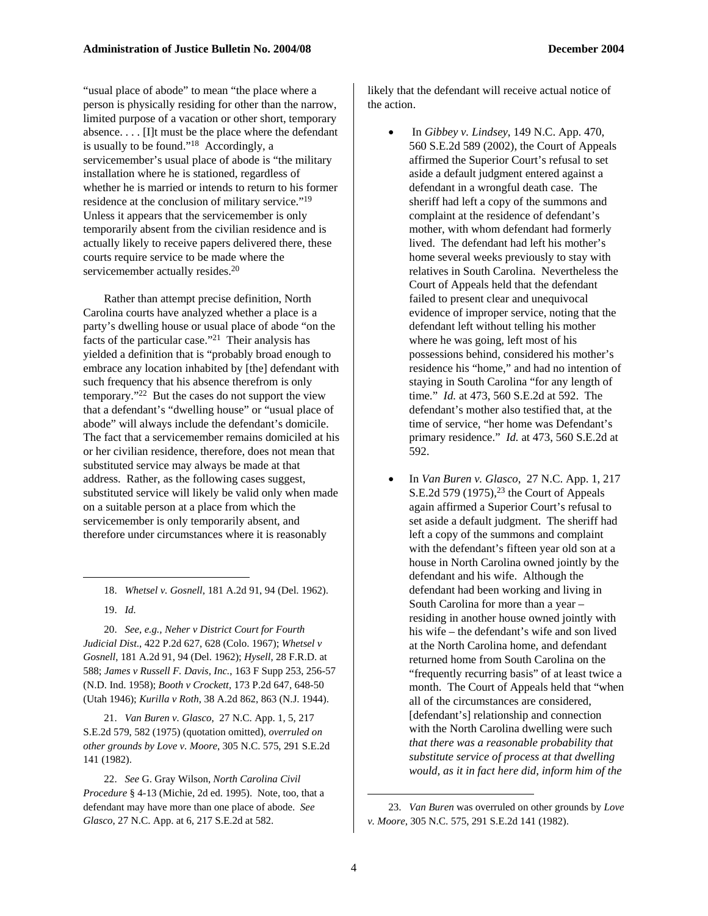"usual place of abode" to mean "the place where a person is physically residing for other than the narrow, limited purpose of a vacation or other short, temporary absence. . . . [I]t must be the place where the defendant is usually to be found."[18] Accordingly, a servicemember's usual place of abode is "the military installation where he is stationed, regardless of whether he is married or intends to return to his former residence at the conclusion of military service."[19] Unless it appears that the servicemember is only temporarily absent from the civilian residence and is actually likely to receive papers delivered there, these courts require service to be made where the servicemember actually resides.[20]

Rather than attempt precise definition, North Carolina courts have analyzed whether a place is a party's dwelling house or usual place of abode "on the facts of the particular case."[21] Their analysis has yielded a definition that is "probably broad enough to embrace any location inhabited by [the] defendant with such frequency that his absence therefrom is only temporary."[22] But the cases do not support the view that a defendant's "dwelling house" or "usual place of abode" will always include the defendant's domicile. The fact that a servicemember remains domiciled at his or her civilian residence, therefore, does not mean that substituted service may always be made at that address. Rather, as the following cases suggest, substituted service will likely be valid only when made on a suitable person at a place from which the servicemember is only temporarily absent, and therefore under circumstances where it is reasonably likely that the defendant will receive actual notice of the action.

- In *Gibbey v. Lindsey*, 149 N.C. App. 470, 560 S.E.2d 589 (2002), the Court of Appeals affirmed the Superior Court's refusal to set aside a default judgment entered against a defendant in a wrongful death case. The sheriff had left a copy of the summons and complaint at the residence of defendant's mother, with whom defendant had formerly lived. The defendant had left his mother's home several weeks previously to stay with relatives in South Carolina. Nevertheless the Court of Appeals held that the defendant failed to present clear and unequivocal evidence of improper service, noting that the defendant left without telling his mother where he was going, left most of his possessions behind, considered his mother's residence his "home," and had no intention of staying in South Carolina "for any length of time." *Id.* at 473, 560 S.E.2d at 592. The defendant's mother also testified that, at the time of service, "her home was Defendant's primary residence." *Id.* at 473, 560 S.E.2d at 592.

- In *Van Buren v. Glasco*, 27 N.C. App. 1, 217 S.E.2d 579 (1975),[23] the Court of Appeals again affirmed a Superior Court's refusal to set aside a default judgment. The sheriff had left a copy of the summons and complaint with the defendant's fifteen year old son at a house in North Carolina owned jointly by the defendant and his wife. Although the defendant had been working and living in South Carolina for more than a year – residing in another house owned jointly with his wife – the defendant's wife and son lived at the North Carolina home, and defendant returned home from South Carolina on the "frequently recurring basis" of at least twice a month. The Court of Appeals held that "when all of the circumstances are considered, [defendant's] relationship and connection with the North Carolina dwelling were such *that there was a reasonable probability that substitute service of process at that dwelling would, as it in fact here did, inform him of the*

---

18. *Whetsel v. Gosnell*, 181 A.2d 91, 94 (Del. 1962).

19. *Id*.

20. *See, e.g.*, *Neher v District Court for Fourth Judicial Dist*., 422 P.2d 627, 628 (Colo. 1967); *Whetsel v Gosnell*, 181 A.2d 91, 94 (Del. 1962); *Hysell*, 28 F.R.D. at 588; *James v Russell F. Davis, Inc.*, 163 F Supp 253, 256-57 (N.D. Ind. 1958); *Booth v Crockett*, 173 P.2d 647, 648-50 (Utah 1946); *Kurilla v Roth*, 38 A.2d 862, 863 (N.J. 1944).

21. *Van Buren v. Glasco*, 27 N.C. App. 1, 5, 217 S.E.2d 579, 582 (1975) (quotation omitted), *overruled on other grounds by Love v. Moore*, 305 N.C. 575, 291 S.E.2d 141 (1982).

22. *See* G. Gray Wilson, *North Carolina Civil Procedure* § 4-13 (Michie, 2d ed. 1995). Note, too, that a defendant may have more than one place of abode. *See Glasco*, 27 N.C. App. at 6, 217 S.E.2d at 582.

23. *Van Buren* was overruled on other grounds by *Love v. Moore*, 305 N.C. 575, 291 S.E.2d 141 (1982).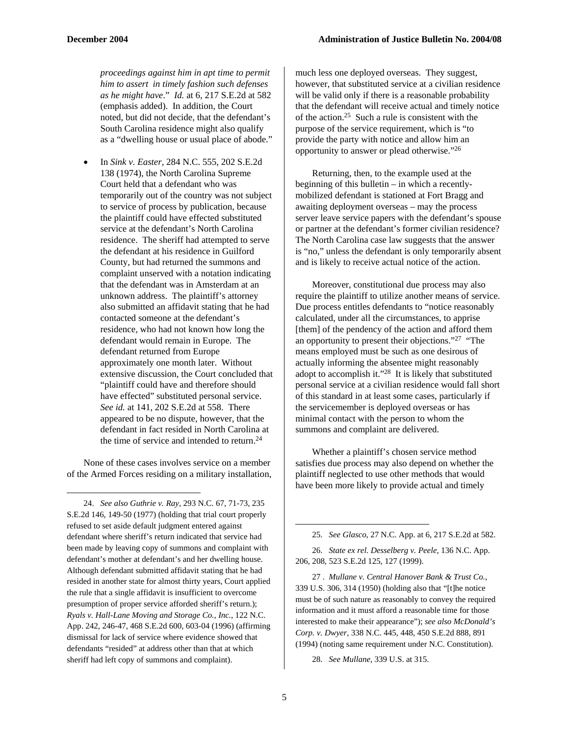*proceedings against him in apt time to permit him to assert in timely fashion such defenses as he might have*." *Id.* at 6, 217 S.E.2d at 582 (emphasis added). In addition, the Court noted, but did not decide, that the defendant's South Carolina residence might also qualify as a "dwelling house or usual place of abode."

- In *Sink v. Easter*, 284 N.C. 555, 202 S.E.2d 138 (1974), the North Carolina Supreme Court held that a defendant who was temporarily out of the country was not subject to service of process by publication, because the plaintiff could have effected substituted service at the defendant's North Carolina residence. The sheriff had attempted to serve the defendant at his residence in Guilford County, but had returned the summons and complaint unserved with a notation indicating that the defendant was in Amsterdam at an unknown address. The plaintiff's attorney also submitted an affidavit stating that he had contacted someone at the defendant's residence, who had not known how long the defendant would remain in Europe. The defendant returned from Europe approximately one month later. Without extensive discussion, the Court concluded that "plaintiff could have and therefore should have effected" substituted personal service. *See id.* at 141, 202 S.E.2d at 558. There appeared to be no dispute, however, that the defendant in fact resided in North Carolina at the time of service and intended to return.[24]

None of these cases involves service on a member of the Armed Forces residing on a military installation, much less one deployed overseas. They suggest, however, that substituted service at a civilian residence will be valid only if there is a reasonable probability that the defendant will receive actual and timely notice of the action.[25] Such a rule is consistent with the purpose of the service requirement, which is "to provide the party with notice and allow him an opportunity to answer or plead otherwise."[26]

Returning, then, to the example used at the beginning of this bulletin – in which a recently-mobilized defendant is stationed at Fort Bragg and awaiting deployment overseas – may the process server leave service papers with the defendant's spouse or partner at the defendant's former civilian residence? The North Carolina case law suggests that the answer is "no," unless the defendant is only temporarily absent and is likely to receive actual notice of the action.

Moreover, constitutional due process may also require the plaintiff to utilize another means of service. Due process entitles defendants to "notice reasonably calculated, under all the circumstances, to apprise [them] of the pendency of the action and afford them an opportunity to present their objections."[27] "The means employed must be such as one desirous of actually informing the absentee might reasonably adopt to accomplish it."[28] It is likely that substituted personal service at a civilian residence would fall short of this standard in at least some cases, particularly if the servicemember is deployed overseas or has minimal contact with the person to whom the summons and complaint are delivered.

Whether a plaintiff's chosen service method satisfies due process may also depend on whether the plaintiff neglected to use other methods that would have been more likely to provide actual and timely

---

24. *See also Guthrie v. Ray*, 293 N.C. 67, 71-73, 235 S.E.2d 146, 149-50 (1977) (holding that trial court properly refused to set aside default judgment entered against defendant where sheriff's return indicated that service had been made by leaving copy of summons and complaint with defendant's mother at defendant's and her dwelling house. Although defendant submitted affidavit stating that he had resided in another state for almost thirty years, Court applied the rule that a single affidavit is insufficient to overcome presumption of proper service afforded sheriff's return.); *Ryals v. Hall-Lane Moving and Storage Co., Inc.*, 122 N.C. App. 242, 246-47, 468 S.E.2d 600, 603-04 (1996) (affirming dismissal for lack of service where evidence showed that defendants "resided" at address other than that at which sheriff had left copy of summons and complaint).

25. *See Glasco*, 27 N.C. App. at 6, 217 S.E.2d at 582.

26. *State ex rel. Desselberg v. Peele*, 136 N.C. App. 206, 208, 523 S.E.2d 125, 127 (1999).

27. *Mullane v. Central Hanover Bank & Trust Co.*, 339 U.S. 306, 314 (1950) (holding also that "[t]he notice must be of such nature as reasonably to convey the required information and it must afford a reasonable time for those interested to make their appearance"); *see also McDonald's Corp. v. Dwyer*, 338 N.C. 445, 448, 450 S.E.2d 888, 891 (1994) (noting same requirement under N.C. Constitution).

28. *See Mullane*, 339 U.S. at 315.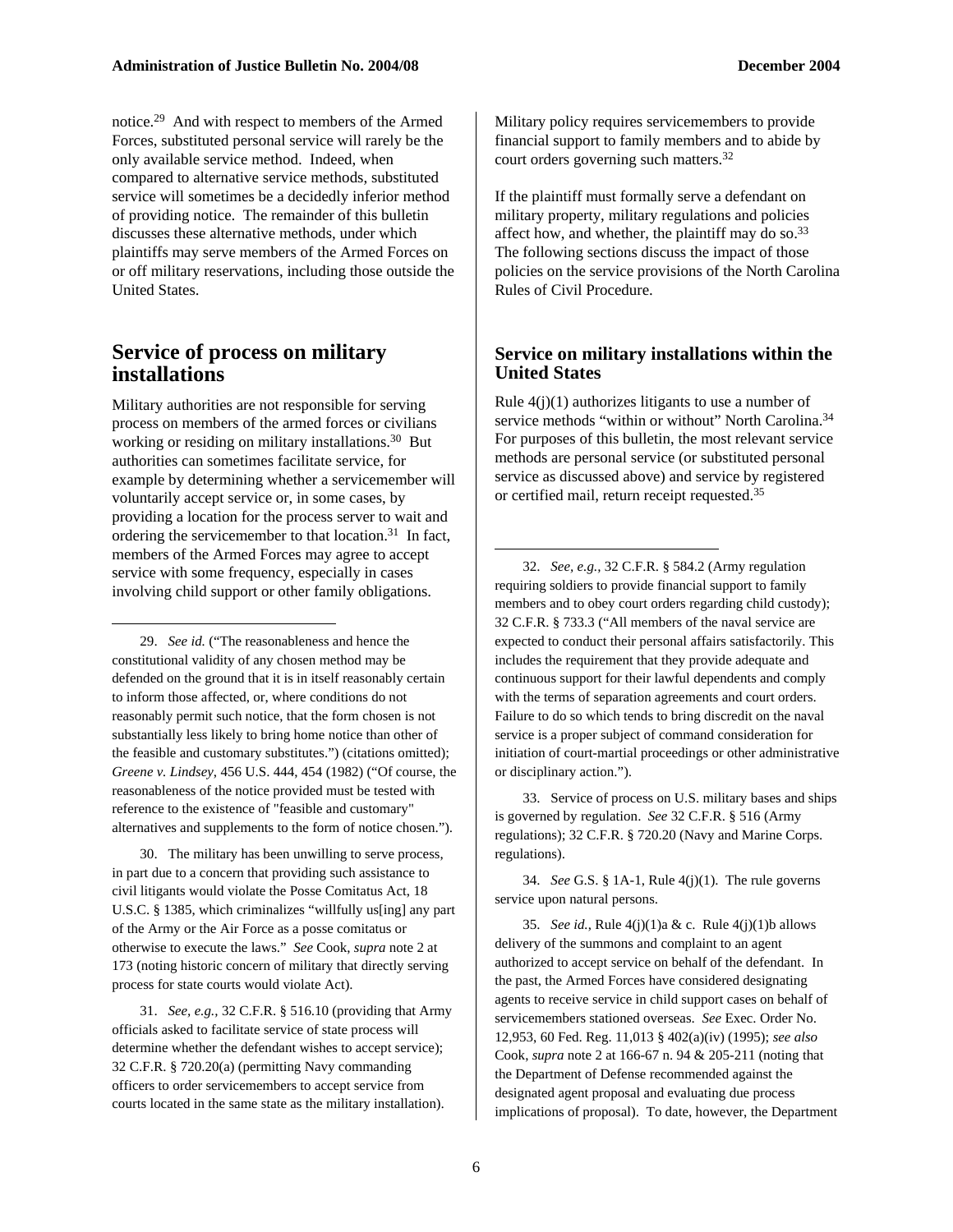notice.[29] And with respect to members of the Armed Forces, substituted personal service will rarely be the only available service method. Indeed, when compared to alternative service methods, substituted service will sometimes be a decidedly inferior method of providing notice. The remainder of this bulletin discusses these alternative methods, under which plaintiffs may serve members of the Armed Forces on or off military reservations, including those outside the United States.

## Service of process on military installations

Military authorities are not responsible for serving process on members of the armed forces or civilians working or residing on military installations.[30] But authorities can sometimes facilitate service, for example by determining whether a servicemember will voluntarily accept service or, in some cases, by providing a location for the process server to wait and ordering the servicemember to that location.[31] In fact, members of the Armed Forces may agree to accept service with some frequency, especially in cases involving child support or other family obligations. Military policy requires servicemembers to provide financial support to family members and to abide by court orders governing such matters.[32]

If the plaintiff must formally serve a defendant on military property, military regulations and policies affect how, and whether, the plaintiff may do so.[33] The following sections discuss the impact of those policies on the service provisions of the North Carolina Rules of Civil Procedure.

### Service on military installations within the United States

Rule 4(j)(1) authorizes litigants to use a number of service methods "within or without" North Carolina.[34] For purposes of this bulletin, the most relevant service methods are personal service (or substituted personal service as discussed above) and service by registered or certified mail, return receipt requested.[35]

---

29. *See id.* ("The reasonableness and hence the constitutional validity of any chosen method may be defended on the ground that it is in itself reasonably certain to inform those affected, or, where conditions do not reasonably permit such notice, that the form chosen is not substantially less likely to bring home notice than other of the feasible and customary substitutes.") (citations omitted); *Greene v. Lindsey*, 456 U.S. 444, 454 (1982) ("Of course, the reasonableness of the notice provided must be tested with reference to the existence of "feasible and customary" alternatives and supplements to the form of notice chosen.").

30. The military has been unwilling to serve process, in part due to a concern that providing such assistance to civil litigants would violate the Posse Comitatus Act, 18 U.S.C. § 1385, which criminalizes "willfully us[ing] any part of the Army or the Air Force as a posse comitatus or otherwise to execute the laws." *See* Cook, *supra* note 2 at 173 (noting historic concern of military that directly serving process for state courts would violate Act).

31. *See, e.g.,* 32 C.F.R. § 516.10 (providing that Army officials asked to facilitate service of state process will determine whether the defendant wishes to accept service); 32 C.F.R. § 720.20(a) (permitting Navy commanding officers to order servicemembers to accept service from courts located in the same state as the military installation).

32. *See, e.g.,* 32 C.F.R. § 584.2 (Army regulation requiring soldiers to provide financial support to family members and to obey court orders regarding child custody); 32 C.F.R. § 733.3 ("All members of the naval service are expected to conduct their personal affairs satisfactorily. This includes the requirement that they provide adequate and continuous support for their lawful dependents and comply with the terms of separation agreements and court orders. Failure to do so which tends to bring discredit on the naval service is a proper subject of command consideration for initiation of court-martial proceedings or other administrative or disciplinary action.").

33. Service of process on U.S. military bases and ships is governed by regulation. *See* 32 C.F.R. § 516 (Army regulations); 32 C.F.R. § 720.20 (Navy and Marine Corps. regulations).

34. *See* G.S. § 1A-1, Rule 4(j)(1). The rule governs service upon natural persons.

35. *See id.*, Rule 4(j)(1)a & c. Rule 4(j)(1)b allows delivery of the summons and complaint to an agent authorized to accept service on behalf of the defendant. In the past, the Armed Forces have considered designating agents to receive service in child support cases on behalf of servicemembers stationed overseas. *See* Exec. Order No. 12,953, 60 Fed. Reg. 11,013 § 402(a)(iv) (1995); *see also* Cook, *supra* note 2 at 166-67 n. 94 & 205-211 (noting that the Department of Defense recommended against the designated agent proposal and evaluating due process implications of proposal). To date, however, the Department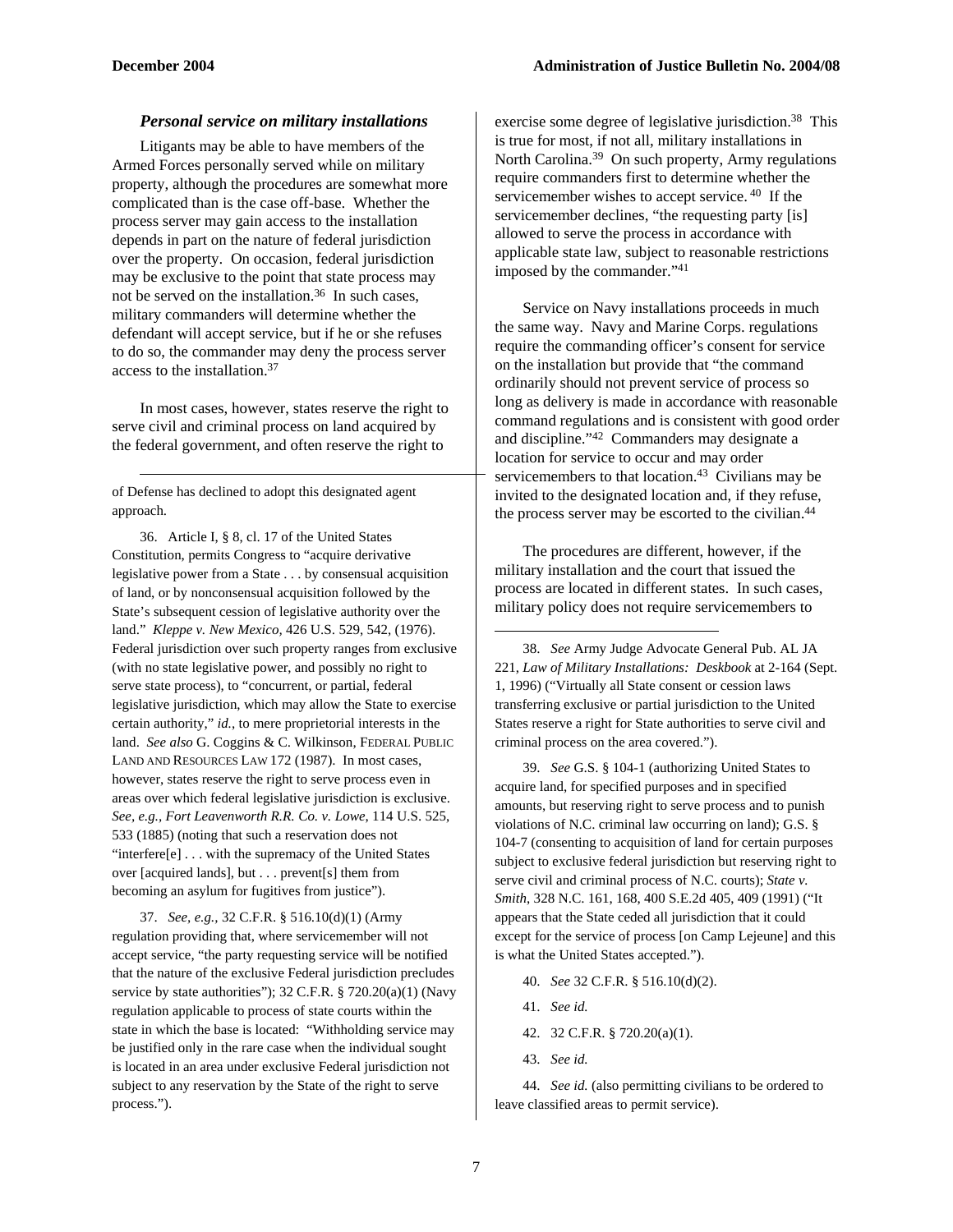### *Personal service on military installations*

Litigants may be able to have members of the Armed Forces personally served while on military property, although the procedures are somewhat more complicated than is the case off-base. Whether the process server may gain access to the installation depends in part on the nature of federal jurisdiction over the property. On occasion, federal jurisdiction may be exclusive to the point that state process may not be served on the installation.[36] In such cases, military commanders will determine whether the defendant will accept service, but if he or she refuses to do so, the commander may deny the process server access to the installation.[37]

In most cases, however, states reserve the right to serve civil and criminal process on land acquired by the federal government, and often reserve the right to exercise some degree of legislative jurisdiction.[38] This is true for most, if not all, military installations in North Carolina.[39] On such property, Army regulations require commanders first to determine whether the servicemember wishes to accept service.[40] If the servicemember declines, "the requesting party [is] allowed to serve the process in accordance with applicable state law, subject to reasonable restrictions imposed by the commander."[41]

Service on Navy installations proceeds in much the same way. Navy and Marine Corps. regulations require the commanding officer's consent for service on the installation but provide that "the command ordinarily should not prevent service of process so long as delivery is made in accordance with reasonable command regulations and is consistent with good order and discipline."[42] Commanders may designate a location for service to occur and may order servicemembers to that location.[43] Civilians may be invited to the designated location and, if they refuse, the process server may be escorted to the civilian.[44]

The procedures are different, however, if the military installation and the court that issued the process are located in different states. In such cases, military policy does not require servicemembers to

---

of Defense has declined to adopt this designated agent approach.

36. Article I, § 8, cl. 17 of the United States Constitution, permits Congress to "acquire derivative legislative power from a State . . . by consensual acquisition of land, or by nonconsensual acquisition followed by the State's subsequent cession of legislative authority over the land." *Kleppe v. New Mexico*, 426 U.S. 529, 542, (1976). Federal jurisdiction over such property ranges from exclusive (with no state legislative power, and possibly no right to serve state process), to "concurrent, or partial, federal legislative jurisdiction, which may allow the State to exercise certain authority," *id.*, to mere proprietorial interests in the land. *See also* G. Coggins & C. Wilkinson, FEDERAL PUBLIC LAND AND RESOURCES LAW 172 (1987). In most cases, however, states reserve the right to serve process even in areas over which federal legislative jurisdiction is exclusive. *See, e.g., Fort Leavenworth R.R. Co. v. Lowe*, 114 U.S. 525, 533 (1885) (noting that such a reservation does not "interfere[e] . . . with the supremacy of the United States over [acquired lands], but . . . prevent[s] them from becoming an asylum for fugitives from justice").

37. *See, e.g.*, 32 C.F.R. § 516.10(d)(1) (Army regulation providing that, where servicemember will not accept service, "the party requesting service will be notified that the nature of the exclusive Federal jurisdiction precludes service by state authorities"); 32 C.F.R. § 720.20(a)(1) (Navy regulation applicable to process of state courts within the state in which the base is located: "Withholding service may be justified only in the rare case when the individual sought is located in an area under exclusive Federal jurisdiction not subject to any reservation by the State of the right to serve process.").

38. *See* Army Judge Advocate General Pub. AL JA 221, *Law of Military Installations: Deskbook* at 2-164 (Sept. 1, 1996) ("Virtually all State consent or cession laws transferring exclusive or partial jurisdiction to the United States reserve a right for State authorities to serve civil and criminal process on the area covered.").

39. *See* G.S. § 104-1 (authorizing United States to acquire land, for specified purposes and in specified amounts, but reserving right to serve process and to punish violations of N.C. criminal law occurring on land); G.S. § 104-7 (consenting to acquisition of land for certain purposes subject to exclusive federal jurisdiction but reserving right to serve civil and criminal process of N.C. courts); *State v. Smith*, 328 N.C. 161, 168, 400 S.E.2d 405, 409 (1991) ("It appears that the State ceded all jurisdiction that it could except for the service of process [on Camp Lejeune] and this is what the United States accepted.").

40. *See* 32 C.F.R. § 516.10(d)(2).

41. *See id.*

42. 32 C.F.R. § 720.20(a)(1).

43. *See id.*

44. *See id.* (also permitting civilians to be ordered to leave classified areas to permit service).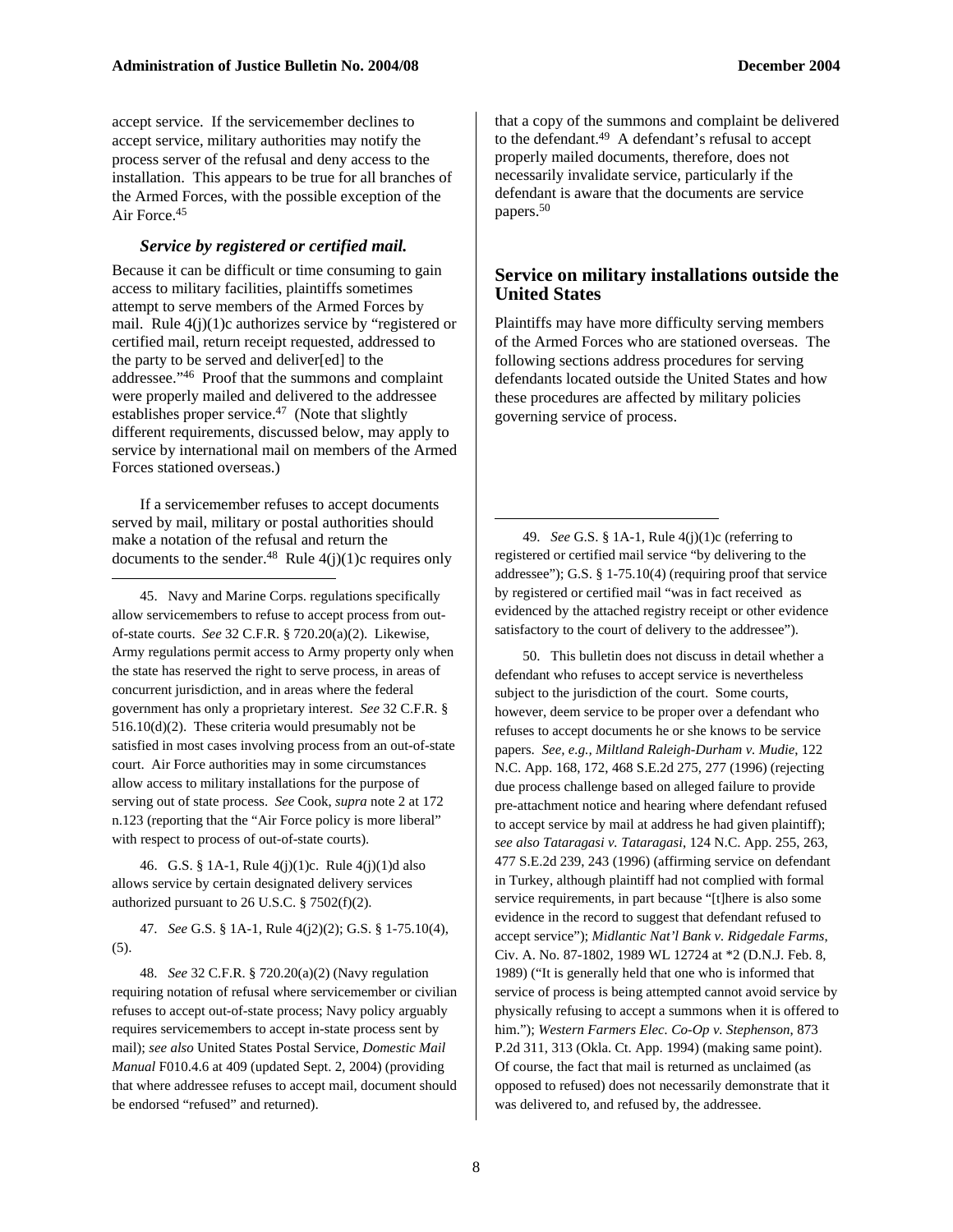accept service. If the servicemember declines to accept service, military authorities may notify the process server of the refusal and deny access to the installation. This appears to be true for all branches of the Armed Forces, with the possible exception of the Air Force.[45]

### *Service by registered or certified mail.*

Because it can be difficult or time consuming to gain access to military facilities, plaintiffs sometimes attempt to serve members of the Armed Forces by mail. Rule 4(j)(1)c authorizes service by "registered or certified mail, return receipt requested, addressed to the party to be served and deliver[ed] to the addressee."[46] Proof that the summons and complaint were properly mailed and delivered to the addressee establishes proper service.[47] (Note that slightly different requirements, discussed below, may apply to service by international mail on members of the Armed Forces stationed overseas.)

If a servicemember refuses to accept documents served by mail, military or postal authorities should make a notation of the refusal and return the documents to the sender.[48] Rule 4(j)(1)c requires only that a copy of the summons and complaint be delivered to the defendant.[49] A defendant's refusal to accept properly mailed documents, therefore, does not necessarily invalidate service, particularly if the defendant is aware that the documents are service papers.[50]

## Service on military installations outside the United States

Plaintiffs may have more difficulty serving members of the Armed Forces who are stationed overseas. The following sections address procedures for serving defendants located outside the United States and how these procedures are affected by military policies governing service of process.

---

45. Navy and Marine Corps. regulations specifically allow servicemembers to refuse to accept process from out-of-state courts. *See* 32 C.F.R. § 720.20(a)(2). Likewise, Army regulations permit access to Army property only when the state has reserved the right to serve process, in areas of concurrent jurisdiction, and in areas where the federal government has only a proprietary interest. *See* 32 C.F.R. § 516.10(d)(2). These criteria would presumably not be satisfied in most cases involving process from an out-of-state court. Air Force authorities may in some circumstances allow access to military installations for the purpose of serving out of state process. *See* Cook, *supra* note 2 at 172 n.123 (reporting that the "Air Force policy is more liberal" with respect to process of out-of-state courts).

46. G.S. § 1A-1, Rule 4(j)(1)c. Rule 4(j)(1)d also allows service by certain designated delivery services authorized pursuant to 26 U.S.C. § 7502(f)(2).

47. *See* G.S. § 1A-1, Rule 4(j2)(2); G.S. § 1-75.10(4), (5).

48. *See* 32 C.F.R. § 720.20(a)(2) (Navy regulation requiring notation of refusal where servicemember or civilian refuses to accept out-of-state process; Navy policy arguably requires servicemembers to accept in-state process sent by mail); *see also* United States Postal Service, *Domestic Mail Manual* F010.4.6 at 409 (updated Sept. 2, 2004) (providing that where addressee refuses to accept mail, document should be endorsed "refused" and returned).

49. *See* G.S. § 1A-1, Rule 4(j)(1)c (referring to registered or certified mail service "by delivering to the addressee"); G.S. § 1-75.10(4) (requiring proof that service by registered or certified mail "was in fact received as evidenced by the attached registry receipt or other evidence satisfactory to the court of delivery to the addressee").

50. This bulletin does not discuss in detail whether a defendant who refuses to accept service is nevertheless subject to the jurisdiction of the court. Some courts, however, deem service to be proper over a defendant who refuses to accept documents he or she knows to be service papers. *See, e.g., Miltland Raleigh-Durham v. Mudie*, 122 N.C. App. 168, 172, 468 S.E.2d 275, 277 (1996) (rejecting due process challenge based on alleged failure to provide pre-attachment notice and hearing where defendant refused to accept service by mail at address he had given plaintiff); *see also Tataragasi v. Tataragasi*, 124 N.C. App. 255, 263, 477 S.E.2d 239, 243 (1996) (affirming service on defendant in Turkey, although plaintiff had not complied with formal service requirements, in part because "[t]here is also some evidence in the record to suggest that defendant refused to accept service"); *Midlantic Nat'l Bank v. Ridgedale Farms*, Civ. A. No. 87-1802, 1989 WL 12724 at *2 (D.N.J. Feb. 8, 1989) ("It is generally held that one who is informed that service of process is being attempted cannot avoid service by physically refusing to accept a summons when it is offered to him."); *Western Farmers Elec. Co-Op v. Stephenson*, 873 P.2d 311, 313 (Okla. Ct. App. 1994) (making same point). Of course, the fact that mail is returned as unclaimed (as opposed to refused) does not necessarily demonstrate that it was delivered to, and refused by, the addressee.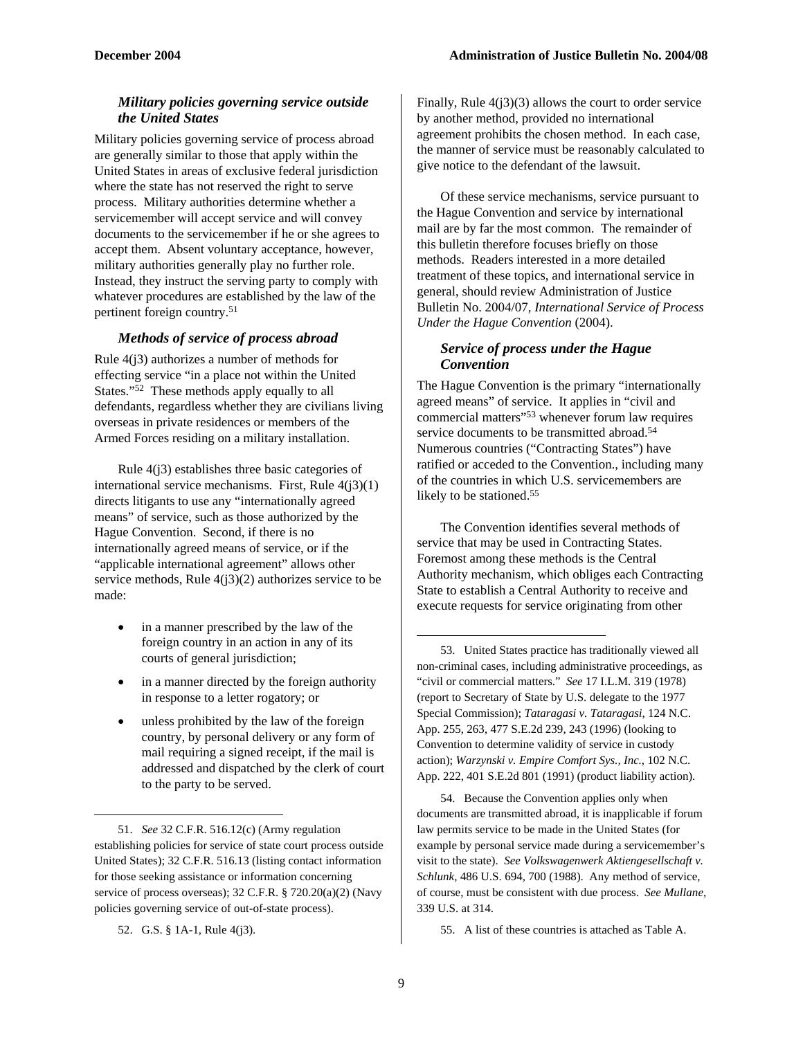### *Military policies governing service outside the United States*

Military policies governing service of process abroad are generally similar to those that apply within the United States in areas of exclusive federal jurisdiction where the state has not reserved the right to serve process. Military authorities determine whether a servicemember will accept service and will convey documents to the servicemember if he or she agrees to accept them. Absent voluntary acceptance, however, military authorities generally play no further role. Instead, they instruct the serving party to comply with whatever procedures are established by the law of the pertinent foreign country.[51]

### *Methods of service of process abroad*

Rule 4(j3) authorizes a number of methods for effecting service "in a place not within the United States."[52] These methods apply equally to all defendants, regardless whether they are civilians living overseas in private residences or members of the Armed Forces residing on a military installation.

Rule 4(j3) establishes three basic categories of international service mechanisms. First, Rule 4(j3)(1) directs litigants to use any "internationally agreed means" of service, such as those authorized by the Hague Convention. Second, if there is no internationally agreed means of service, or if the "applicable international agreement" allows other service methods, Rule 4(j3)(2) authorizes service to be made:

- in a manner prescribed by the law of the foreign country in an action in any of its courts of general jurisdiction;
- in a manner directed by the foreign authority in response to a letter rogatory; or
- unless prohibited by the law of the foreign country, by personal delivery or any form of mail requiring a signed receipt, if the mail is addressed and dispatched by the clerk of court to the party to be served.

Finally, Rule 4(j3)(3) allows the court to order service by another method, provided no international agreement prohibits the chosen method. In each case, the manner of service must be reasonably calculated to give notice to the defendant of the lawsuit.

Of these service mechanisms, service pursuant to the Hague Convention and service by international mail are by far the most common. The remainder of this bulletin therefore focuses briefly on those methods. Readers interested in a more detailed treatment of these topics, and international service in general, should review Administration of Justice Bulletin No. 2004/07, *International Service of Process Under the Hague Convention* (2004).

### *Service of process under the Hague Convention*

The Hague Convention is the primary "internationally agreed means" of service. It applies in "civil and commercial matters"[53] whenever forum law requires service documents to be transmitted abroad.[54] Numerous countries ("Contracting States") have ratified or acceded to the Convention., including many of the countries in which U.S. servicemembers are likely to be stationed.[55]

The Convention identifies several methods of service that may be used in Contracting States. Foremost among these methods is the Central Authority mechanism, which obliges each Contracting State to establish a Central Authority to receive and execute requests for service originating from other

---

51. *See* 32 C.F.R. 516.12(c) (Army regulation establishing policies for service of state court process outside United States); 32 C.F.R. 516.13 (listing contact information for those seeking assistance or information concerning service of process overseas); 32 C.F.R. § 720.20(a)(2) (Navy policies governing service of out-of-state process).

52. G.S. § 1A-1, Rule 4(j3).

53. United States practice has traditionally viewed all non-criminal cases, including administrative proceedings, as "civil or commercial matters." *See* 17 I.L.M. 319 (1978) (report to Secretary of State by U.S. delegate to the 1977 Special Commission); *Tataragasi v. Tataragasi*, 124 N.C. App. 255, 263, 477 S.E.2d 239, 243 (1996) (looking to Convention to determine validity of service in custody action); *Warzynski v. Empire Comfort Sys., Inc.*, 102 N.C. App. 222, 401 S.E.2d 801 (1991) (product liability action).

54. Because the Convention applies only when documents are transmitted abroad, it is inapplicable if forum law permits service to be made in the United States (for example by personal service made during a servicemember's visit to the state). *See Volkswagenwerk Aktiengesellschaft v. Schlunk*, 486 U.S. 694, 700 (1988). Any method of service, of course, must be consistent with due process. *See Mullane*, 339 U.S. at 314.

55. A list of these countries is attached as Table A.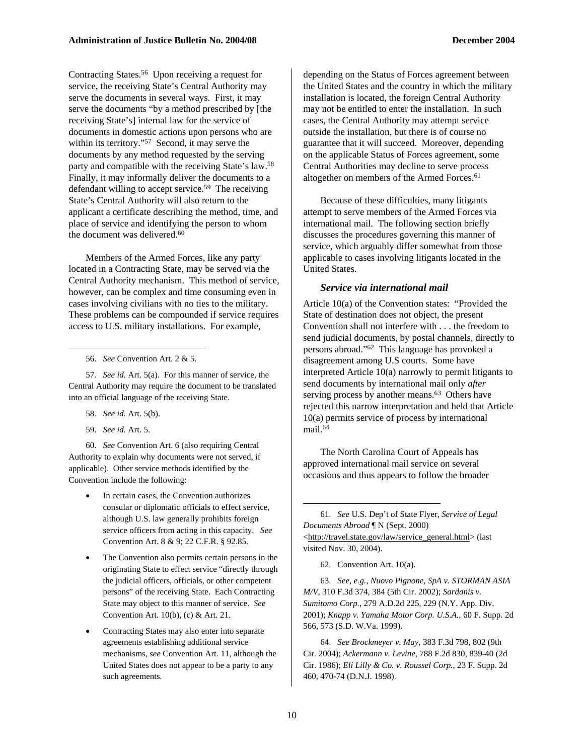Contracting States.[56] Upon receiving a request for service, the receiving State's Central Authority may serve the documents in several ways. First, it may serve the documents "by a method prescribed by [the receiving State's] internal law for the service of documents in domestic actions upon persons who are within its territory."[57] Second, it may serve the documents by any method requested by the serving party and compatible with the receiving State's law.[58] Finally, it may informally deliver the documents to a defendant willing to accept service.[59] The receiving State's Central Authority will also return to the applicant a certificate describing the method, time, and place of service and identifying the person to whom the document was delivered.[60]

Members of the Armed Forces, like any party located in a Contracting State, may be served via the Central Authority mechanism. This method of service, however, can be complex and time consuming even in cases involving civilians with no ties to the military. These problems can be compounded if service requires access to U.S. military installations. For example, depending on the Status of Forces agreement between the United States and the country in which the military installation is located, the foreign Central Authority may not be entitled to enter the installation. In such cases, the Central Authority may attempt service outside the installation, but there is of course no guarantee that it will succeed. Moreover, depending on the applicable Status of Forces agreement, some Central Authorities may decline to serve process altogether on members of the Armed Forces.[61]

Because of these difficulties, many litigants attempt to serve members of the Armed Forces via international mail. The following section briefly discusses the procedures governing this manner of service, which arguably differ somewhat from those applicable to cases involving litigants located in the United States.

### *Service via international mail*

Article 10(a) of the Convention states: "Provided the State of destination does not object, the present Convention shall not interfere with . . . the freedom to send judicial documents, by postal channels, directly to persons abroad."[62] This language has provoked a disagreement among U.S courts. Some have interpreted Article 10(a) narrowly to permit litigants to send documents by international mail only *after* serving process by another means.[63] Others have rejected this narrow interpretation and held that Article 10(a) permits service of process by international mail.[64]

The North Carolina Court of Appeals has approved international mail service on several occasions and thus appears to follow the broader

---

56. *See* Convention Art. 2 & 5.

57. *See id.* Art. 5(a). For this manner of service, the Central Authority may require the document to be translated into an official language of the receiving State.

58. *See id.* Art. 5(b).

59. *See id.* Art. 5.

60. *See* Convention Art. 6 (also requiring Central Authority to explain why documents were not served, if applicable). Other service methods identified by the Convention include the following:

- In certain cases, the Convention authorizes consular or diplomatic officials to effect service, although U.S. law generally prohibits foreign service officers from acting in this capacity. *See* Convention Art. 8 & 9; 22 C.F.R. § 92.85.
- The Convention also permits certain persons in the originating State to effect service "directly through the judicial officers, officials, or other competent persons" of the receiving State. Each Contracting State may object to this manner of service. *See* Convention Art. 10(b), (c) & Art. 21.
- Contracting States may also enter into separate agreements establishing additional service mechanisms, *see* Convention Art. 11, although the United States does not appear to be a party to any such agreements.

61. *See* U.S. Dep't of State Flyer, *Service of Legal Documents Abroad* ¶ N (Sept. 2000) <http://travel.state.gov/law/service_general.html> (last visited Nov. 30, 2004).

62. Convention Art. 10(a).

63. *See, e.g.*, *Nuovo Pignone, SpA v. STORMAN ASIA M/V*, 310 F.3d 374, 384 (5th Cir. 2002); *Sardanis v. Sumitomo Corp.*, 279 A.D.2d 225, 229 (N.Y. App. Div. 2001); *Knapp v. Yamaha Motor Corp. U.S.A.*, 60 F. Supp. 2d 566, 573 (S.D. W.Va. 1999).

64. *See Brockmeyer v. May*, 383 F.3d 798, 802 (9th Cir. 2004); *Ackermann v. Levine*, 788 F.2d 830, 839-40 (2d Cir. 1986); *Eli Lilly & Co. v. Roussel Corp.*, 23 F. Supp. 2d 460, 470-74 (D.N.J. 1998).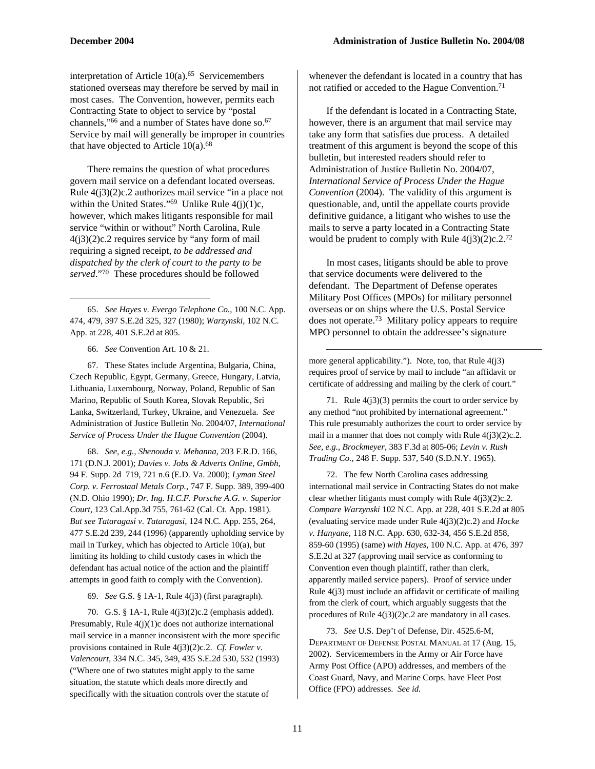interpretation of Article 10(a).[65] Servicemembers stationed overseas may therefore be served by mail in most cases. The Convention, however, permits each Contracting State to object to service by "postal channels,"[66] and a number of States have done so.[67] Service by mail will generally be improper in countries that have objected to Article 10(a).[68]

There remains the question of what procedures govern mail service on a defendant located overseas. Rule 4(j3)(2)c.2 authorizes mail service "in a place not within the United States."[69] Unlike Rule 4(j)(1)c, however, which makes litigants responsible for mail service "within or without" North Carolina, Rule 4(j3)(2)c.2 requires service by "any form of mail requiring a signed receipt, *to be addressed and dispatched by the clerk of court to the party to be served*."[70] These procedures should be followed whenever the defendant is located in a country that has not ratified or acceded to the Hague Convention.[71]

If the defendant is located in a Contracting State, however, there is an argument that mail service may take any form that satisfies due process. A detailed treatment of this argument is beyond the scope of this bulletin, but interested readers should refer to Administration of Justice Bulletin No. 2004/07, *International Service of Process Under the Hague Convention* (2004). The validity of this argument is questionable, and, until the appellate courts provide definitive guidance, a litigant who wishes to use the mails to serve a party located in a Contracting State would be prudent to comply with Rule 4(j3)(2)c.2.[72]

In most cases, litigants should be able to prove that service documents were delivered to the defendant. The Department of Defense operates Military Post Offices (MPOs) for military personnel overseas or on ships where the U.S. Postal Service does not operate.[73] Military policy appears to require MPO personnel to obtain the addressee's signature

---

65. *See Hayes v. Evergo Telephone Co.*, 100 N.C. App. 474, 479, 397 S.E.2d 325, 327 (1980); *Warzynski*, 102 N.C. App. at 228, 401 S.E.2d at 805.

66. *See* Convention Art. 10 & 21.

67. These States include Argentina, Bulgaria, China, Czech Republic, Egypt, Germany, Greece, Hungary, Latvia, Lithuania, Luxembourg, Norway, Poland, Republic of San Marino, Republic of South Korea, Slovak Republic, Sri Lanka, Switzerland, Turkey, Ukraine, and Venezuela. *See* Administration of Justice Bulletin No. 2004/07, *International Service of Process Under the Hague Convention* (2004).

68. *See, e.g.*, *Shenouda v. Mehanna*, 203 F.R.D. 166, 171 (D.N.J. 2001); *Davies v. Jobs & Adverts Online, Gmbh*, 94 F. Supp. 2d 719, 721 n.6 (E.D. Va. 2000); *Lyman Steel Corp. v. Ferrostaal Metals Corp.*, 747 F. Supp. 389, 399-400 (N.D. Ohio 1990); *Dr. Ing. H.C.F. Porsche A.G. v. Superior Court*, 123 Cal.App.3d 755, 761-62 (Cal. Ct. App. 1981). *But see Tataragasi v. Tataragasi*, 124 N.C. App. 255, 264, 477 S.E.2d 239, 244 (1996) (apparently upholding service by mail in Turkey, which has objected to Article 10(a), but limiting its holding to child custody cases in which the defendant has actual notice of the action and the plaintiff attempts in good faith to comply with the Convention).

69. *See* G.S. § 1A-1, Rule 4(j3) (first paragraph).

70. G.S. § 1A-1, Rule 4(j3)(2)c.2 (emphasis added). Presumably, Rule 4(j)(1)c does not authorize international mail service in a manner inconsistent with the more specific provisions contained in Rule 4(j3)(2)c.2. *Cf. Fowler v. Valencourt*, 334 N.C. 345, 349, 435 S.E.2d 530, 532 (1993) ("Where one of two statutes might apply to the same situation, the statute which deals more directly and specifically with the situation controls over the statute of more general applicability."). Note, too, that Rule 4(j3) requires proof of service by mail to include "an affidavit or certificate of addressing and mailing by the clerk of court."

71. Rule 4(j3)(3) permits the court to order service by any method "not prohibited by international agreement." This rule presumably authorizes the court to order service by mail in a manner that does not comply with Rule 4(j3)(2)c.2. *See, e.g.*, *Brockmeyer*, 383 F.3d at 805-06; *Levin v. Rush Trading Co.*, 248 F. Supp. 537, 540 (S.D.N.Y. 1965).

72. The few North Carolina cases addressing international mail service in Contracting States do not make clear whether litigants must comply with Rule 4(j3)(2)c.2. *Compare Warzynski* 102 N.C. App. at 228, 401 S.E.2d at 805 (evaluating service made under Rule 4(j3)(2)c.2) and *Hocke v. Hanyane*, 118 N.C. App. 630, 632-34, 456 S.E.2d 858, 859-60 (1995) (same) *with Hayes*, 100 N.C. App. at 476, 397 S.E.2d at 327 (approving mail service as conforming to Convention even though plaintiff, rather than clerk, apparently mailed service papers). Proof of service under Rule 4(j3) must include an affidavit or certificate of mailing from the clerk of court, which arguably suggests that the procedures of Rule 4(j3)(2)c.2 are mandatory in all cases.

73. *See* U.S. Dep't of Defense, Dir. 4525.6-M, DEPARTMENT OF DEFENSE POSTAL MANUAL at 17 (Aug. 15, 2002). Servicemembers in the Army or Air Force have Army Post Office (APO) addresses, and members of the Coast Guard, Navy, and Marine Corps. have Fleet Post Office (FPO) addresses. *See id.*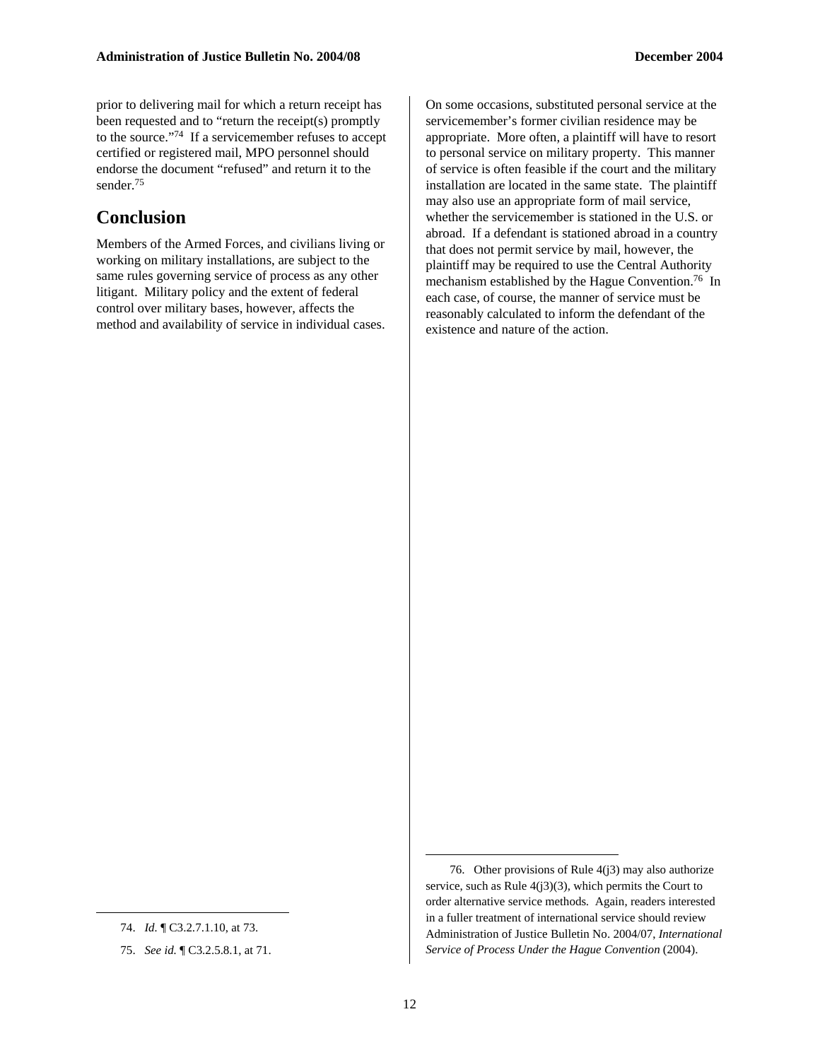prior to delivering mail for which a return receipt has been requested and to "return the receipt(s) promptly to the source."[74] If a servicemember refuses to accept certified or registered mail, MPO personnel should endorse the document "refused" and return it to the sender.[75]

## Conclusion

Members of the Armed Forces, and civilians living or working on military installations, are subject to the same rules governing service of process as any other litigant. Military policy and the extent of federal control over military bases, however, affects the method and availability of service in individual cases.

On some occasions, substituted personal service at the servicemember's former civilian residence may be appropriate. More often, a plaintiff will have to resort to personal service on military property. This manner of service is often feasible if the court and the military installation are located in the same state. The plaintiff may also use an appropriate form of mail service, whether the servicemember is stationed in the U.S. or abroad. If a defendant is stationed abroad in a country that does not permit service by mail, however, the plaintiff may be required to use the Central Authority mechanism established by the Hague Convention.[76] In each case, of course, the manner of service must be reasonably calculated to inform the defendant of the existence and nature of the action.

---

74. *Id.* ¶ C3.2.7.1.10, at 73.

75. *See id.* ¶ C3.2.5.8.1, at 71.

76. Other provisions of Rule 4(j3) may also authorize service, such as Rule 4(j3)(3), which permits the Court to order alternative service methods. Again, readers interested in a fuller treatment of international service should review Administration of Justice Bulletin No. 2004/07, *International Service of Process Under the Hague Convention* (2004).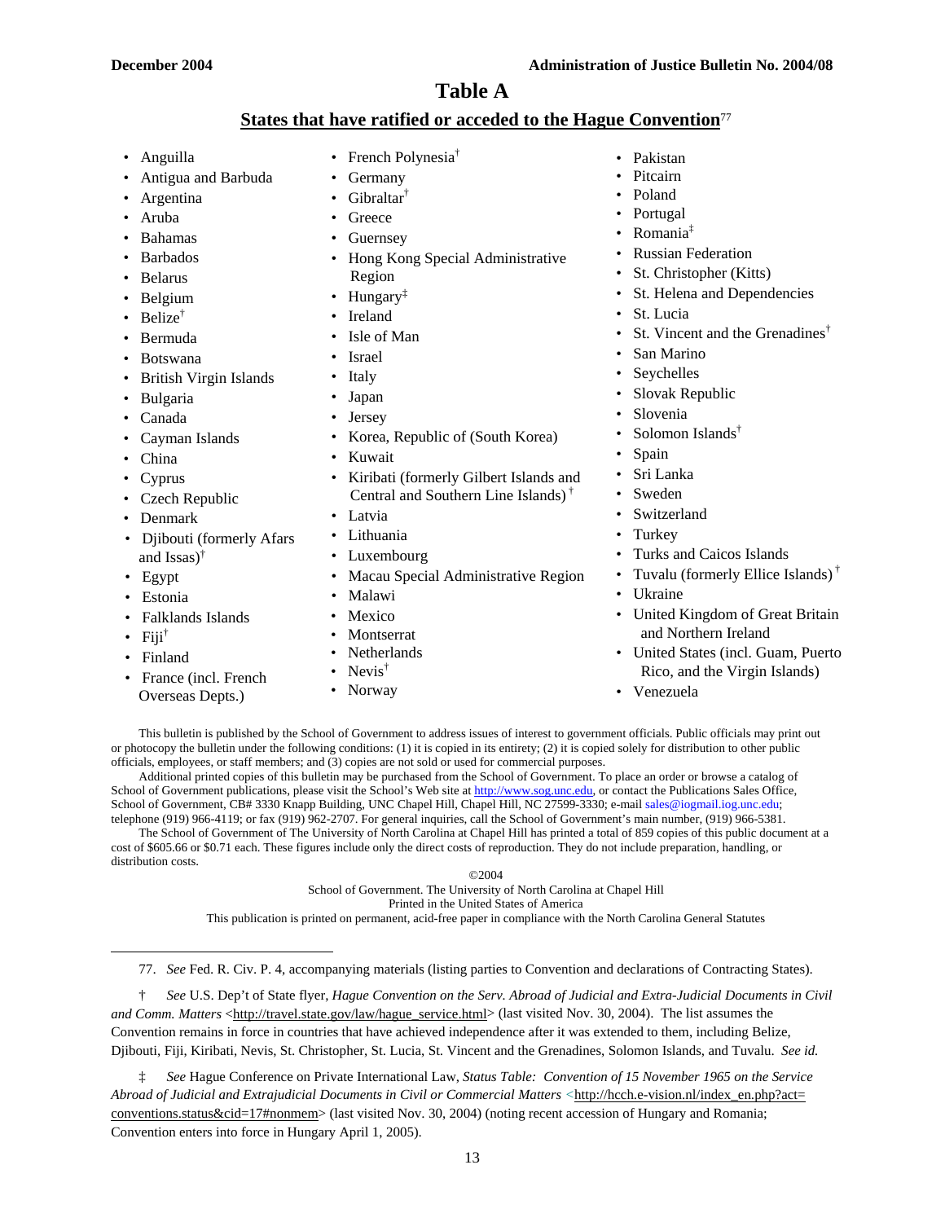# Table A

## States that have ratified or acceded to the Hague Convention[77]

- Anguilla
- Antigua and Barbuda
- Argentina
- Aruba
- Bahamas
- Barbados
- Belarus
- Belgium
- Belize†
- Bermuda
- Botswana
- British Virgin Islands
- Bulgaria
- Canada
- Cayman Islands
- China
- Cyprus
- Czech Republic
- Denmark
- Djibouti (formerly Afars and Issas)†
- Egypt
- Estonia
- Falklands Islands
- Fiji†
- Finland
- France (incl. French Overseas Depts.)
- French Polynesia†
- Germany
- Gibraltar†
- Greece
- Guernsey
- Hong Kong Special Administrative Region
- Hungary‡
- Ireland
- Isle of Man
- Israel
- Italy
- Japan
- Jersey
- Korea, Republic of (South Korea)
- Kuwait
- Kiribati (formerly Gilbert Islands and Central and Southern Line Islands)†
- Latvia
- Lithuania
- Luxembourg
- Macau Special Administrative Region
- Malawi
- Mexico
- Montserrat
- Netherlands
- Nevis†
- Norway
- Pakistan
- Pitcairn
- Poland
- Portugal
- Romania‡
- Russian Federation
- St. Christopher (Kitts)
- St. Helena and Dependencies
- St. Lucia
- St. Vincent and the Grenadines†
- San Marino
- Seychelles
- Slovak Republic
- Slovenia
- Solomon Islands†
- Spain
- Sri Lanka
- Sweden
- Switzerland
- Turkey
- Turks and Caicos Islands
- Tuvalu (formerly Ellice Islands)†
- Ukraine
- United Kingdom of Great Britain and Northern Ireland
- United States (incl. Guam, Puerto Rico, and the Virgin Islands)
- Venezuela

This bulletin is published by the School of Government to address issues of interest to government officials. Public officials may print out or photocopy the bulletin under the following conditions: (1) it is copied in its entirety; (2) it is copied solely for distribution to other public officials, employees, or staff members; and (3) copies are not sold or used for commercial purposes.

Additional printed copies of this bulletin may be purchased from the School of Government. To place an order or browse a catalog of School of Government publications, please visit the School's Web site at http://www.sog.unc.edu, or contact the Publications Sales Office, School of Government, CB# 3330 Knapp Building, UNC Chapel Hill, Chapel Hill, NC 27599-3330; e-mail sales@iogmail.iog.unc.edu; telephone (919) 966-4119; or fax (919) 962-2707. For general inquiries, call the School of Government's main number, (919) 966-5381.

The School of Government of The University of North Carolina at Chapel Hill has printed a total of 859 copies of this public document at a cost of $605.66 or $0.71 each. These figures include only the direct costs of reproduction. They do not include preparation, handling, or distribution costs.

©2004
School of Government. The University of North Carolina at Chapel Hill
Printed in the United States of America
This publication is printed on permanent, acid-free paper in compliance with the North Carolina General Statutes

---

77. *See* Fed. R. Civ. P. 4, accompanying materials (listing parties to Convention and declarations of Contracting States).

† *See* U.S. Dep't of State flyer, *Hague Convention on the Serv. Abroad of Judicial and Extra-Judicial Documents in Civil and Comm. Matters* <http://travel.state.gov/law/hague_service.html> (last visited Nov. 30, 2004). The list assumes the Convention remains in force in countries that have achieved independence after it was extended to them, including Belize, Djibouti, Fiji, Kiribati, Nevis, St. Christopher, St. Lucia, St. Vincent and the Grenadines, Solomon Islands, and Tuvalu. *See id.*

‡ *See* Hague Conference on Private International Law, *Status Table: Convention of 15 November 1965 on the Service Abroad of Judicial and Extrajudicial Documents in Civil or Commercial Matters* <http://hcch.e-vision.nl/index_en.php?act=conventions.status&cid=17#nonmem> (last visited Nov. 30, 2004) (noting recent accession of Hungary and Romania; Convention enters into force in Hungary April 1, 2005).